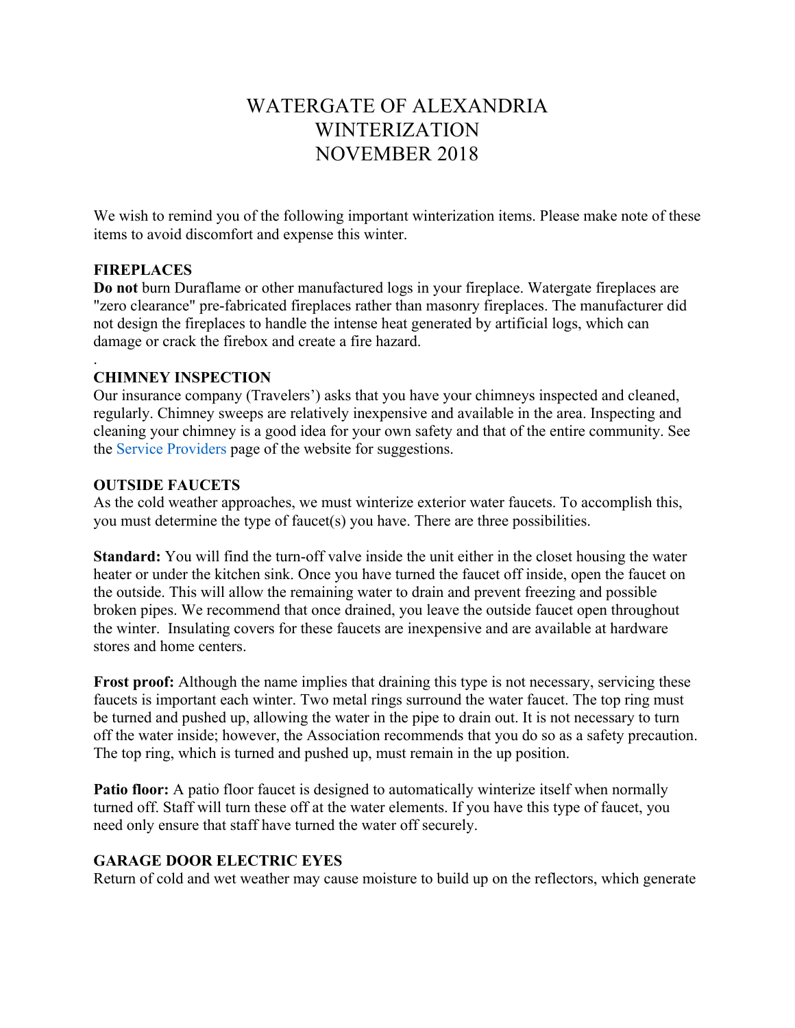# WATERGATE OF ALEXANDRIA
# WINTERIZATION
# NOVEMBER 2018

We wish to remind you of the following important winterization items. Please make note of these items to avoid discomfort and expense this winter.

**FIREPLACES**

**Do not** burn Duraflame or other manufactured logs in your fireplace. Watergate fireplaces are "zero clearance" pre-fabricated fireplaces rather than masonry fireplaces. The manufacturer did not design the fireplaces to handle the intense heat generated by artificial logs, which can damage or crack the firebox and create a fire hazard.

.

**CHIMNEY INSPECTION**

Our insurance company (Travelers') asks that you have your chimneys inspected and cleaned, regularly. Chimney sweeps are relatively inexpensive and available in the area. Inspecting and cleaning your chimney is a good idea for your own safety and that of the entire community. See the Service Providers page of the website for suggestions.

**OUTSIDE FAUCETS**

As the cold weather approaches, we must winterize exterior water faucets. To accomplish this, you must determine the type of faucet(s) you have. There are three possibilities.

**Standard:** You will find the turn-off valve inside the unit either in the closet housing the water heater or under the kitchen sink. Once you have turned the faucet off inside, open the faucet on the outside. This will allow the remaining water to drain and prevent freezing and possible broken pipes. We recommend that once drained, you leave the outside faucet open throughout the winter. Insulating covers for these faucets are inexpensive and are available at hardware stores and home centers.

**Frost proof:** Although the name implies that draining this type is not necessary, servicing these faucets is important each winter. Two metal rings surround the water faucet. The top ring must be turned and pushed up, allowing the water in the pipe to drain out. It is not necessary to turn off the water inside; however, the Association recommends that you do so as a safety precaution. The top ring, which is turned and pushed up, must remain in the up position.

**Patio floor:** A patio floor faucet is designed to automatically winterize itself when normally turned off. Staff will turn these off at the water elements. If you have this type of faucet, you need only ensure that staff have turned the water off securely.

**GARAGE DOOR ELECTRIC EYES**

Return of cold and wet weather may cause moisture to build up on the reflectors, which generate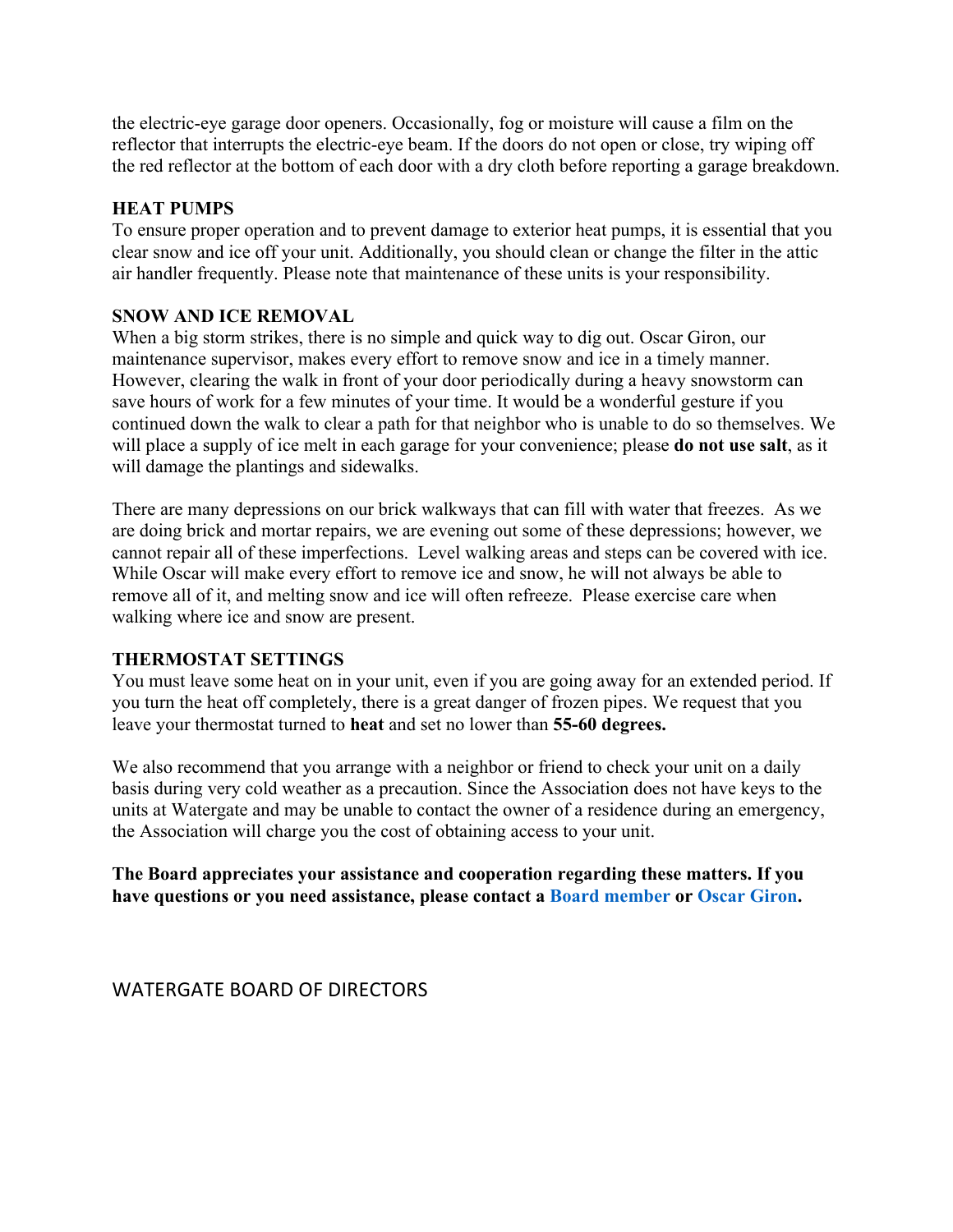the electric-eye garage door openers. Occasionally, fog or moisture will cause a film on the reflector that interrupts the electric-eye beam. If the doors do not open or close, try wiping off the red reflector at the bottom of each door with a dry cloth before reporting a garage breakdown.

**HEAT PUMPS**

To ensure proper operation and to prevent damage to exterior heat pumps, it is essential that you clear snow and ice off your unit. Additionally, you should clean or change the filter in the attic air handler frequently. Please note that maintenance of these units is your responsibility.

**SNOW AND ICE REMOVAL**

When a big storm strikes, there is no simple and quick way to dig out. Oscar Giron, our maintenance supervisor, makes every effort to remove snow and ice in a timely manner. However, clearing the walk in front of your door periodically during a heavy snowstorm can save hours of work for a few minutes of your time. It would be a wonderful gesture if you continued down the walk to clear a path for that neighbor who is unable to do so themselves. We will place a supply of ice melt in each garage for your convenience; please **do not use salt**, as it will damage the plantings and sidewalks.

There are many depressions on our brick walkways that can fill with water that freezes. As we are doing brick and mortar repairs, we are evening out some of these depressions; however, we cannot repair all of these imperfections. Level walking areas and steps can be covered with ice. While Oscar will make every effort to remove ice and snow, he will not always be able to remove all of it, and melting snow and ice will often refreeze. Please exercise care when walking where ice and snow are present.

**THERMOSTAT SETTINGS**

You must leave some heat on in your unit, even if you are going away for an extended period. If you turn the heat off completely, there is a great danger of frozen pipes. We request that you leave your thermostat turned to **heat** and set no lower than **55-60 degrees.**

We also recommend that you arrange with a neighbor or friend to check your unit on a daily basis during very cold weather as a precaution. Since the Association does not have keys to the units at Watergate and may be unable to contact the owner of a residence during an emergency, the Association will charge you the cost of obtaining access to your unit.

**The Board appreciates your assistance and cooperation regarding these matters. If you have questions or you need assistance, please contact a Board member or Oscar Giron.**

WATERGATE BOARD OF DIRECTORS